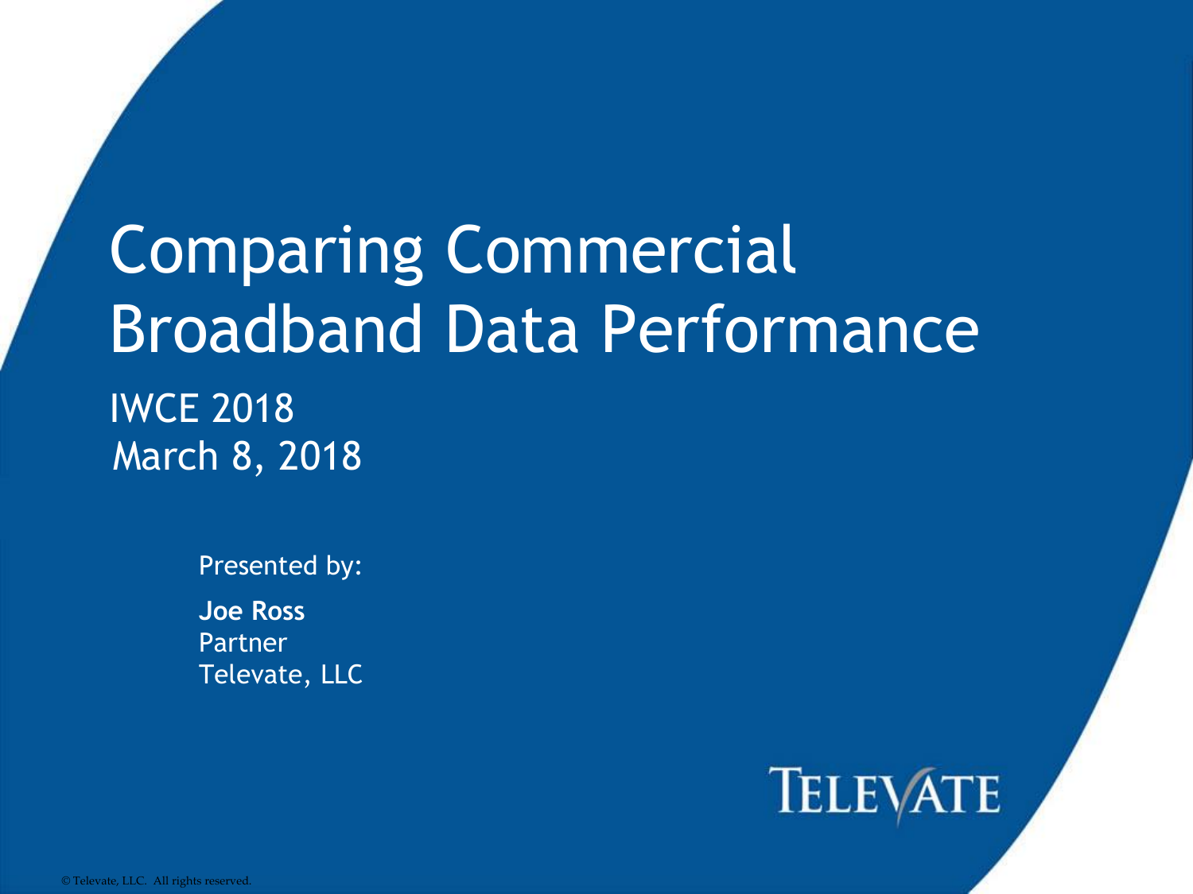# Comparing Commercial Broadband Data Performance

IWCE 2018

March 8, 2018

Presented by:

**Joe Ross**
Partner
Televate, LLC

TELEVATE

© Televate, LLC. All rights reserved.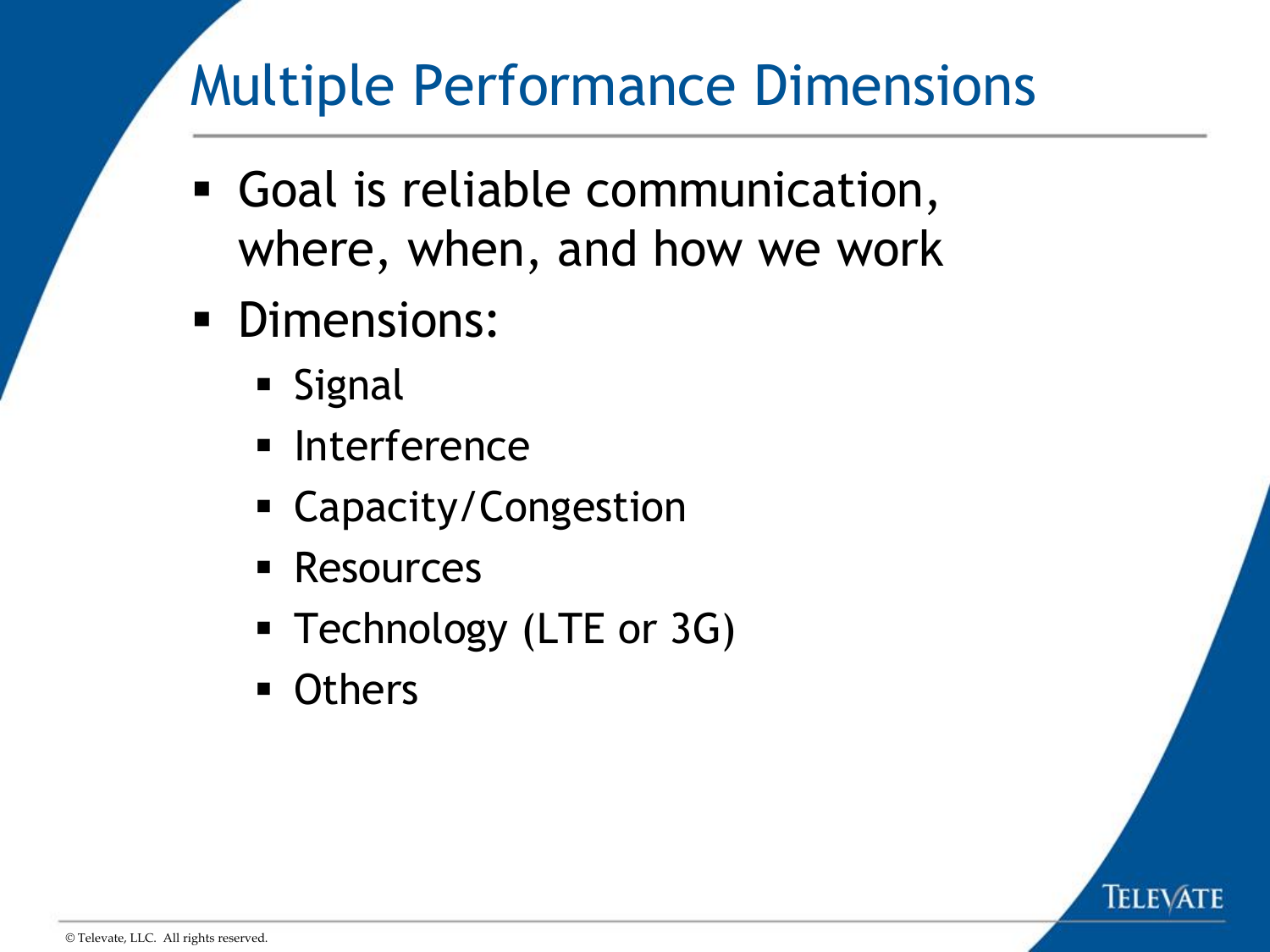# Multiple Performance Dimensions

- Goal is reliable communication, where, when, and how we work
- Dimensions:
  - Signal
  - Interference
  - Capacity/Congestion
  - Resources
  - Technology (LTE or 3G)
  - Others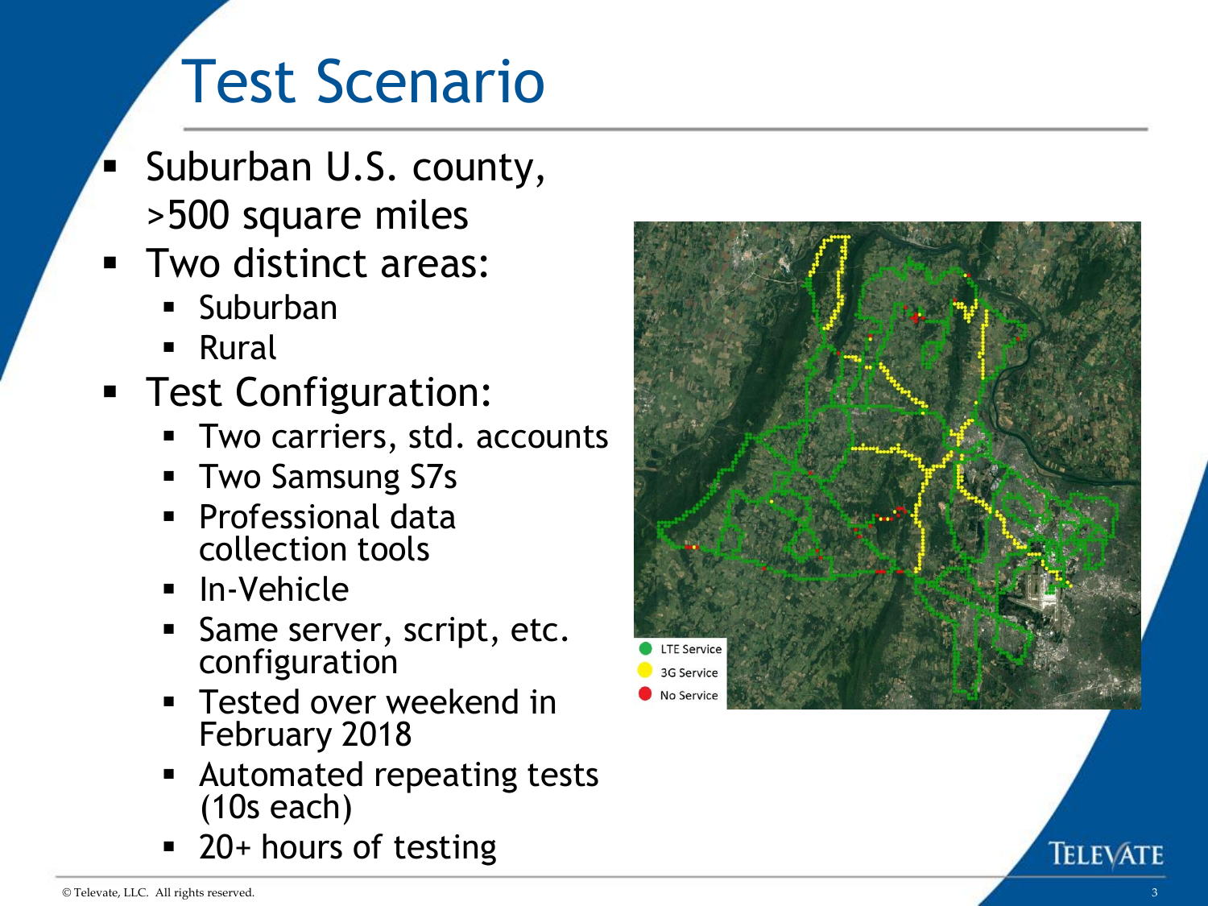# Test Scenario

- Suburban U.S. county, >500 square miles
- Two distinct areas:
  - Suburban
  - Rural
- Test Configuration:
  - Two carriers, std. accounts
  - Two Samsung S7s
  - Professional data collection tools
  - In-Vehicle
  - Same server, script, etc. configuration
  - Tested over weekend in February 2018
  - Automated repeating tests (10s each)
  - 20+ hours of testing

LTE Service
3G Service
No Service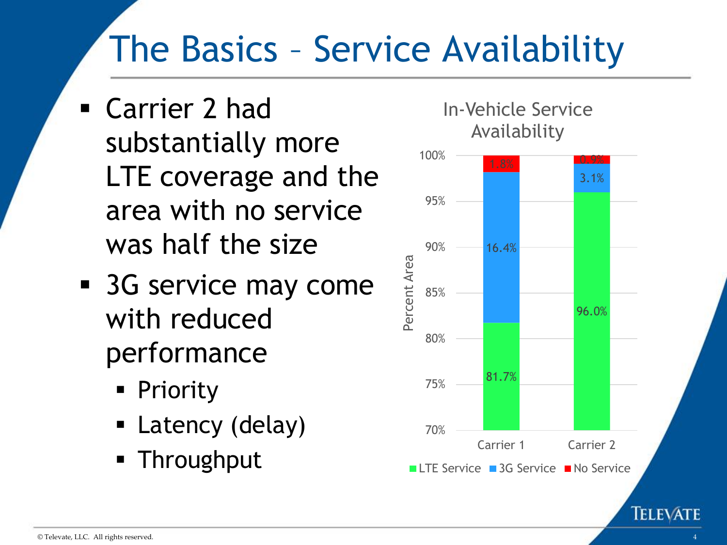# The Basics – Service Availability

- Carrier 2 had substantially more LTE coverage and the area with no service was half the size
- 3G service may come with reduced performance
  - Priority
  - Latency (delay)
  - Throughput

**In-Vehicle Service Availability**

| Percent Area | LTE Service | 3G Service | No Service |
|---|---|---|---|
| Carrier 1 | 81.7% | 16.4% | 1.8% |
| Carrier 2 | 96.0% | 3.1% | 0.9% |

© Televate, LLC. All rights reserved.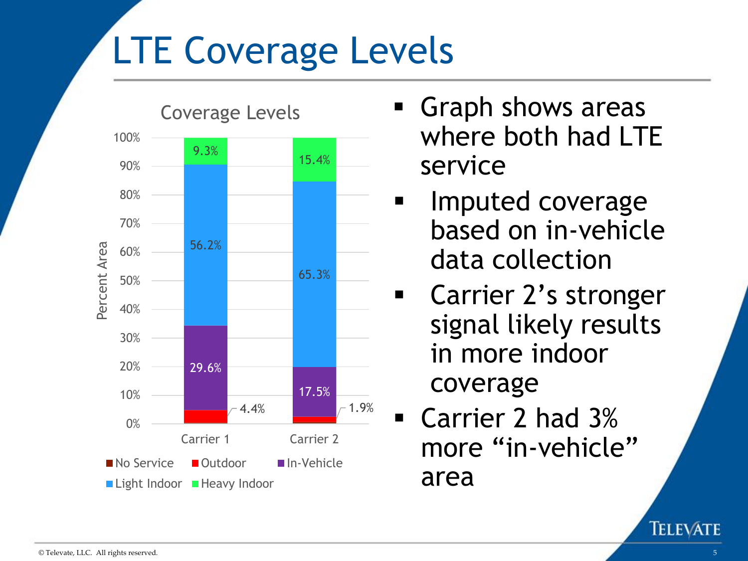# LTE Coverage Levels

**Coverage Levels**

| Percent Area | No Service | Outdoor | In-Vehicle | Light Indoor | Heavy Indoor |
|---|---|---|---|---|---|
| Carrier 1 | | 4.4% | 29.6% | 56.2% | 9.3% |
| Carrier 2 | | 1.9% | 17.5% | 65.3% | 15.4% |

- Graph shows areas where both had LTE service
- Imputed coverage based on in-vehicle data collection
- Carrier 2's stronger signal likely results in more indoor coverage
- Carrier 2 had 3% more "in-vehicle" area

© Televate, LLC. All rights reserved.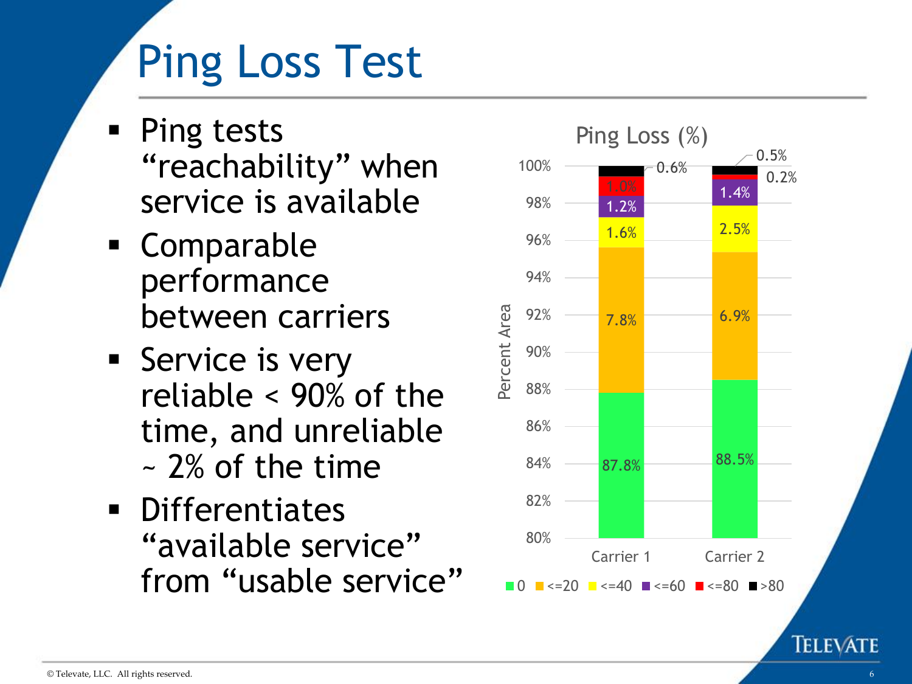# Ping Loss Test

- Ping tests “reachability” when service is available
- Comparable performance between carriers
- Service is very reliable < 90% of the time, and unreliable ~ 2% of the time
- Differentiates “available service” from “usable service”

**Ping Loss (%)**

| Ping Loss | Carrier 1 | Carrier 2 |
| --- | --- | --- |
| 0 | 87.8% | 88.5% |
| <=20 | 7.8% | 6.9% |
| <=40 | 1.6% | 2.5% |
| <=60 | 1.2% | 1.4% |
| <=80 | 1.0% | 0.2% |
| >80 | 0.6% | 0.5% |

© Televate, LLC. All rights reserved.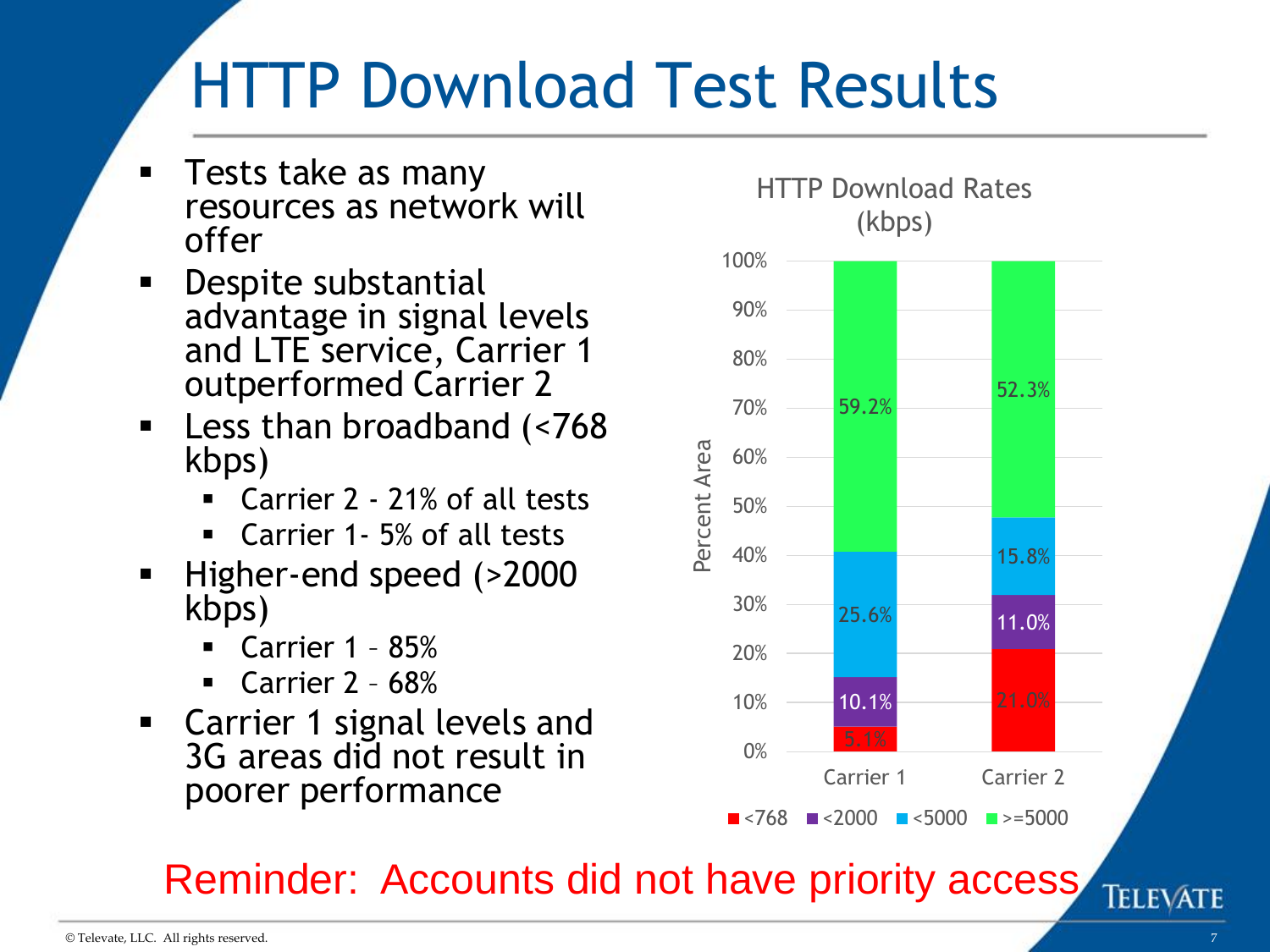# HTTP Download Test Results

- Tests take as many resources as network will offer
- Despite substantial advantage in signal levels and LTE service, Carrier 1 outperformed Carrier 2
- Less than broadband (<768 kbps)
  - Carrier 2 - 21% of all tests
  - Carrier 1- 5% of all tests
- Higher-end speed (>2000 kbps)
  - Carrier 1 – 85%
  - Carrier 2 – 68%
- Carrier 1 signal levels and 3G areas did not result in poorer performance

**HTTP Download Rates (kbps)**

| Percent Area | Carrier 1 | Carrier 2 |
|---|---|---|
| <768 | 5.1% | 21.0% |
| <2000 | 10.1% | 11.0% |
| <5000 | 25.6% | 15.8% |
| >=5000 | 59.2% | 52.3% |

Reminder: Accounts did not have priority access

© Televate, LLC. All rights reserved.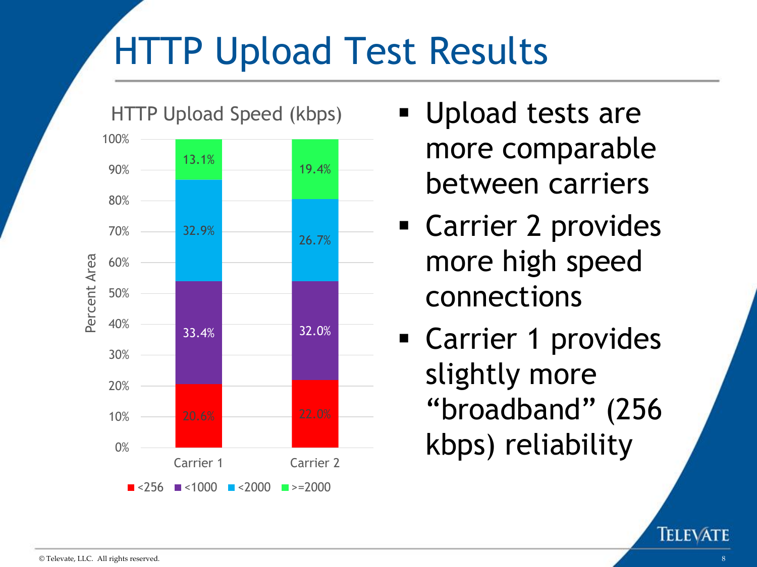# HTTP Upload Test Results

HTTP Upload Speed (kbps)

| Percent Area | Carrier 1 | Carrier 2 |
|---|---|---|
| >=2000 | 13.1% | 19.4% |
| <2000 | 32.9% | 26.7% |
| <1000 | 33.4% | 32.0% |
| <256 | 20.6% | 22.0% |

- Upload tests are more comparable between carriers
- Carrier 2 provides more high speed connections
- Carrier 1 provides slightly more "broadband" (256 kbps) reliability

© Televate, LLC. All rights reserved.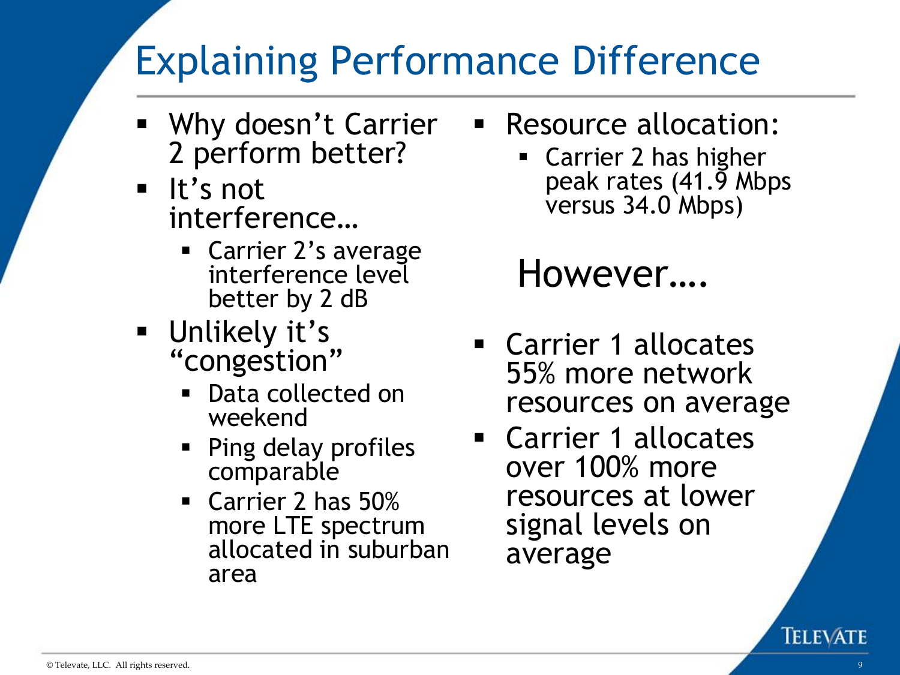# Explaining Performance Difference

- Why doesn't Carrier 2 perform better?
- It's not interference…
  - Carrier 2's average interference level better by 2 dB
- Unlikely it's "congestion"
  - Data collected on weekend
  - Ping delay profiles comparable
  - Carrier 2 has 50% more LTE spectrum allocated in suburban area

- Resource allocation:
  - Carrier 2 has higher peak rates (41.9 Mbps versus 34.0 Mbps)

However….

- Carrier 1 allocates 55% more network resources on average
- Carrier 1 allocates over 100% more resources at lower signal levels on average

© Televate, LLC. All rights reserved.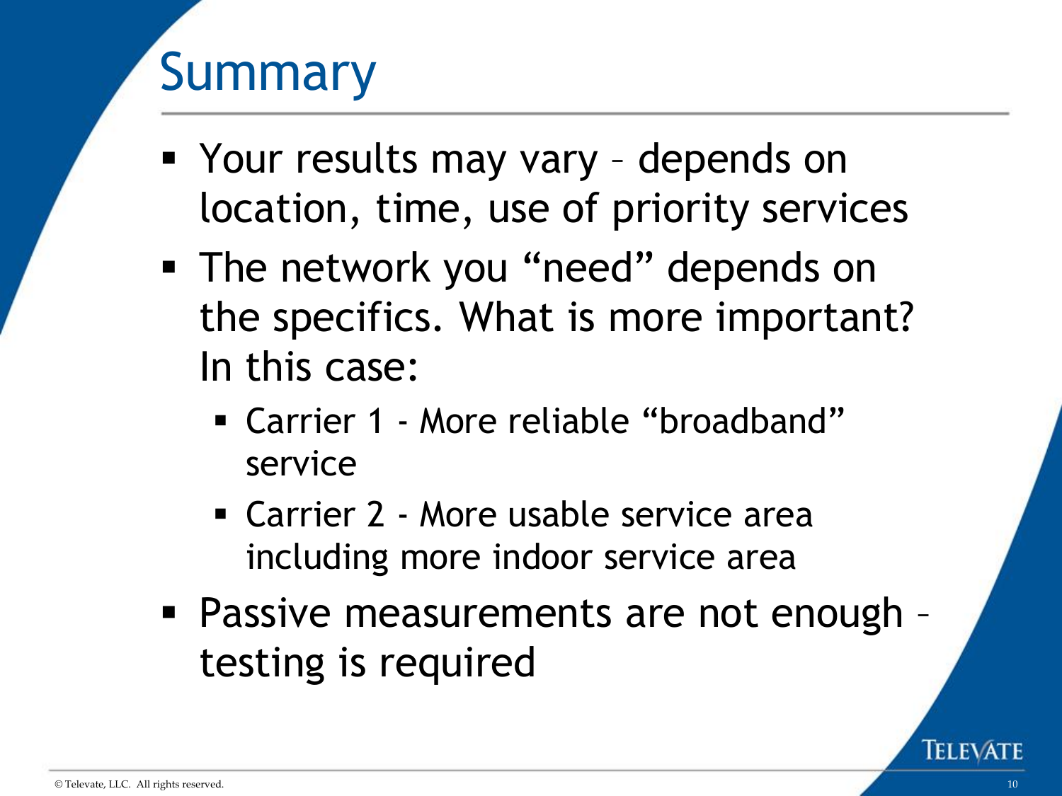# Summary

- Your results may vary – depends on location, time, use of priority services
- The network you "need" depends on the specifics. What is more important? In this case:
  - Carrier 1 - More reliable "broadband" service
  - Carrier 2 - More usable service area including more indoor service area
- Passive measurements are not enough – testing is required